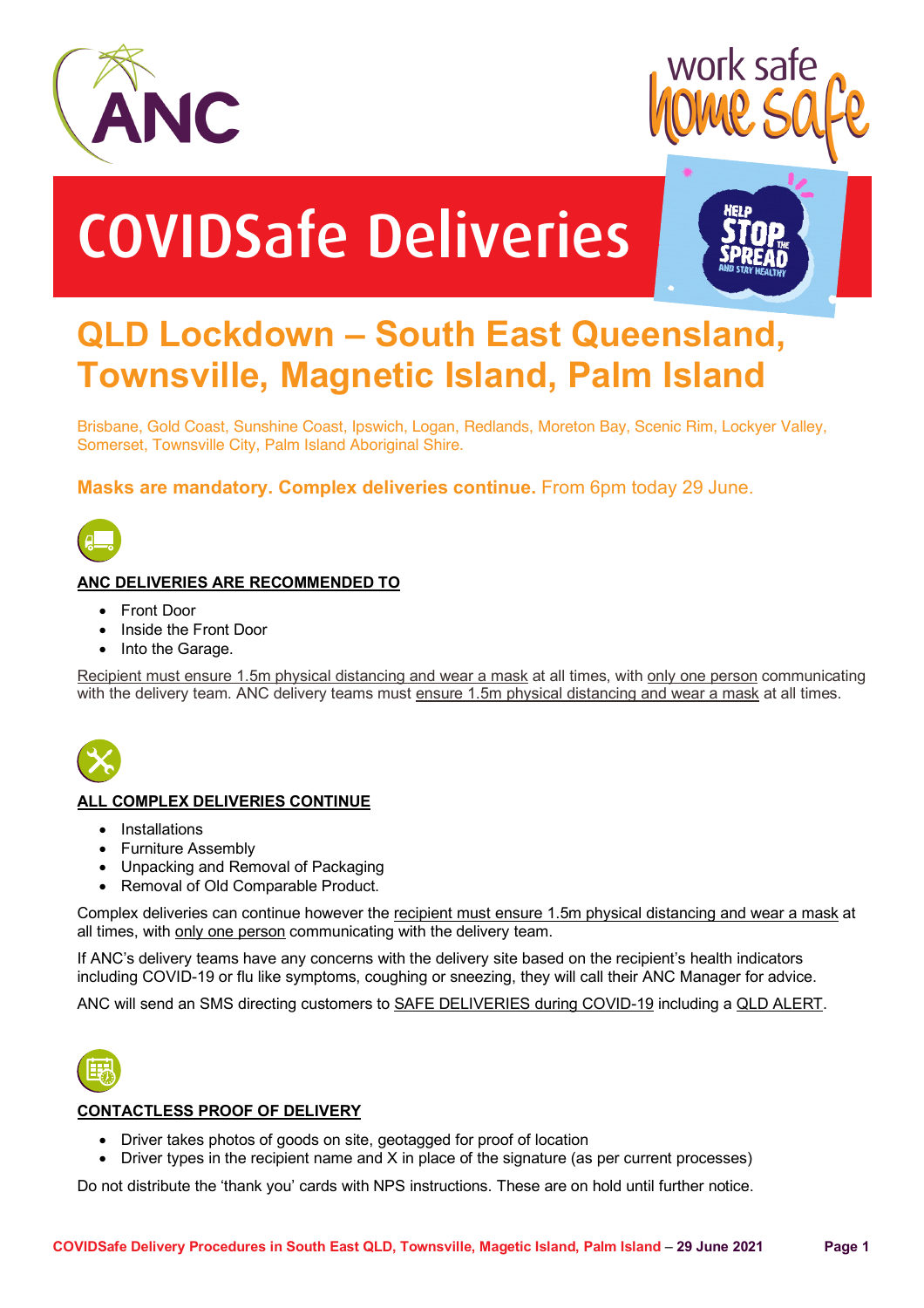# COVIDSafe Deliveries

## QLD Lockdown – South East Queensland, Townsville, Magnetic Island, Palm Island

Brisbane, Gold Coast, Sunshine Coast, Ipswich, Logan, Redlands, Moreton Bay, Scenic Rim, Lockyer Valley, Somerset, Townsville City, Palm Island Aboriginal Shire.

**Masks are mandatory. Complex deliveries continue.** From 6pm today 29 June.

### ANC DELIVERIES ARE RECOMMENDED TO

- Front Door
- Inside the Front Door
- Into the Garage.

Recipient must ensure 1.5m physical distancing and wear a mask at all times, with only one person communicating with the delivery team. ANC delivery teams must ensure 1.5m physical distancing and wear a mask at all times.

### ALL COMPLEX DELIVERIES CONTINUE

- Installations
- Furniture Assembly
- Unpacking and Removal of Packaging
- Removal of Old Comparable Product.

Complex deliveries can continue however the recipient must ensure 1.5m physical distancing and wear a mask at all times, with only one person communicating with the delivery team.

If ANC's delivery teams have any concerns with the delivery site based on the recipient's health indicators including COVID-19 or flu like symptoms, coughing or sneezing, they will call their ANC Manager for advice.

ANC will send an SMS directing customers to SAFE DELIVERIES during COVID-19 including a QLD ALERT.

### CONTACTLESS PROOF OF DELIVERY

- Driver takes photos of goods on site, geotagged for proof of location
- Driver types in the recipient name and X in place of the signature (as per current processes)

Do not distribute the 'thank you' cards with NPS instructions. These are on hold until further notice.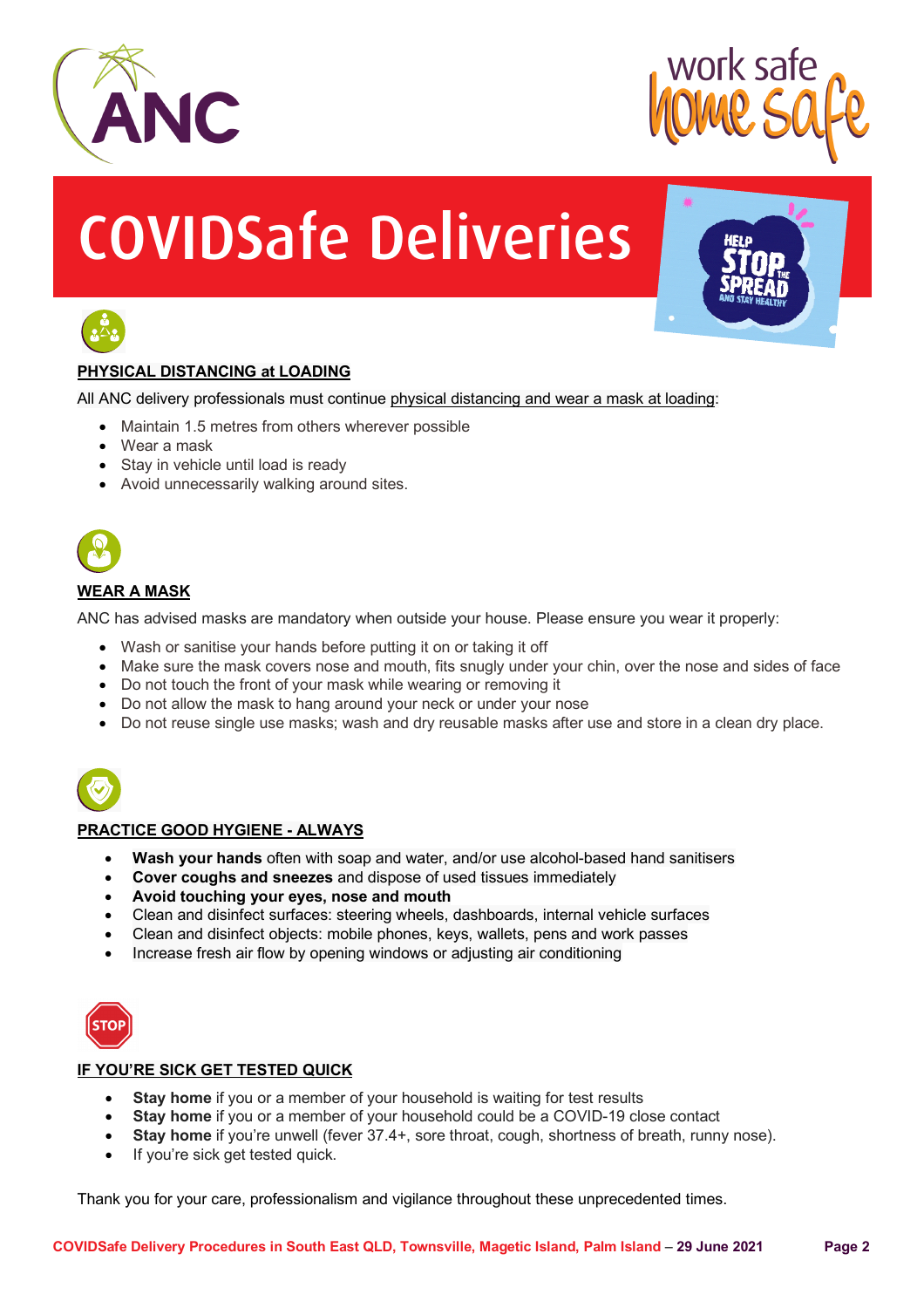# COVIDSafe Deliveries

## PHYSICAL DISTANCING at LOADING

All ANC delivery professionals must continue physical distancing and wear a mask at loading:

- Maintain 1.5 metres from others wherever possible
- Wear a mask
- Stay in vehicle until load is ready
- Avoid unnecessarily walking around sites.

## WEAR A MASK

ANC has advised masks are mandatory when outside your house. Please ensure you wear it properly:

- Wash or sanitise your hands before putting it on or taking it off
- Make sure the mask covers nose and mouth, fits snugly under your chin, over the nose and sides of face
- Do not touch the front of your mask while wearing or removing it
- Do not allow the mask to hang around your neck or under your nose
- Do not reuse single use masks; wash and dry reusable masks after use and store in a clean dry place.

## PRACTICE GOOD HYGIENE - ALWAYS

- **Wash your hands** often with soap and water, and/or use alcohol-based hand sanitisers
- **Cover coughs and sneezes** and dispose of used tissues immediately
- **Avoid touching your eyes, nose and mouth**
- Clean and disinfect surfaces: steering wheels, dashboards, internal vehicle surfaces
- Clean and disinfect objects: mobile phones, keys, wallets, pens and work passes
- Increase fresh air flow by opening windows or adjusting air conditioning

## IF YOU'RE SICK GET TESTED QUICK

- **Stay home** if you or a member of your household is waiting for test results
- **Stay home** if you or a member of your household could be a COVID-19 close contact
- **Stay home** if you're unwell (fever 37.4+, sore throat, cough, shortness of breath, runny nose).
- If you're sick get tested quick.

Thank you for your care, professionalism and vigilance throughout these unprecedented times.